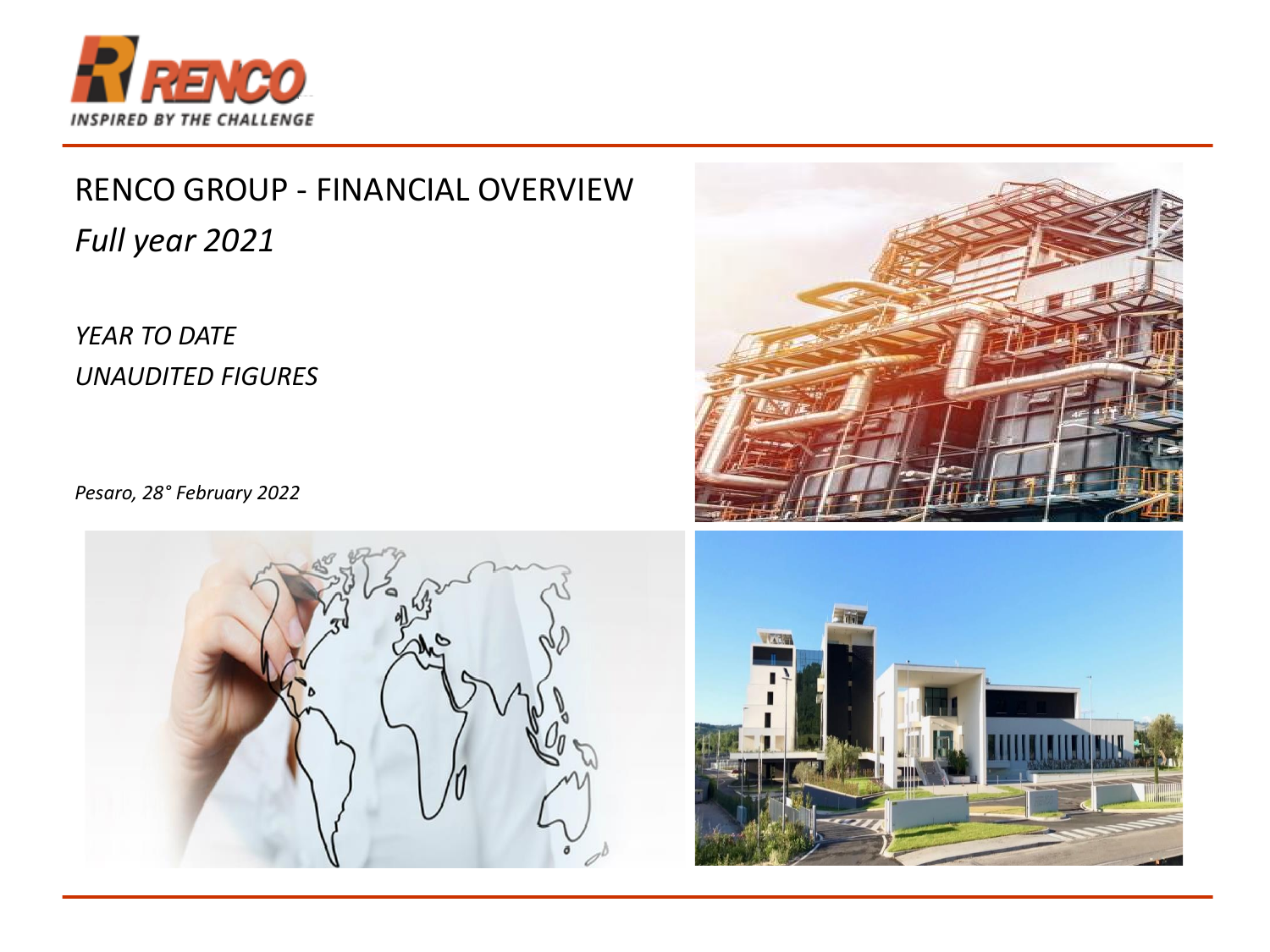RENCO

INSPIRED BY THE CHALLENGE

# RENCO GROUP - FINANCIAL OVERVIEW

*Full year 2021*

*YEAR TO DATE*
*UNAUDITED FIGURES*

*Pesaro, 28° February 2022*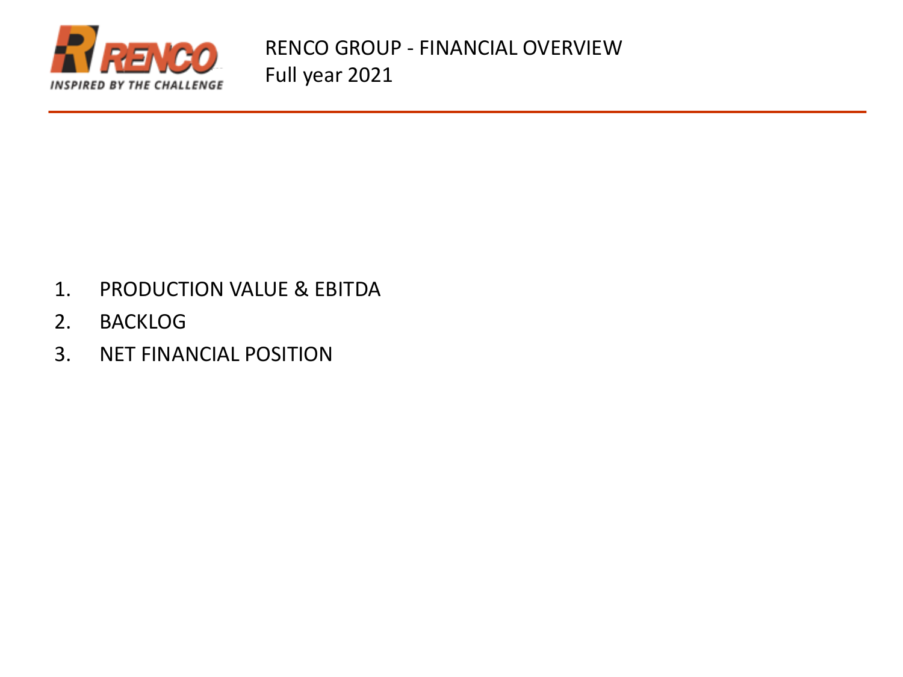# RENCO GROUP - FINANCIAL OVERVIEW
Full year 2021

1. PRODUCTION VALUE & EBITDA
2. BACKLOG
3. NET FINANCIAL POSITION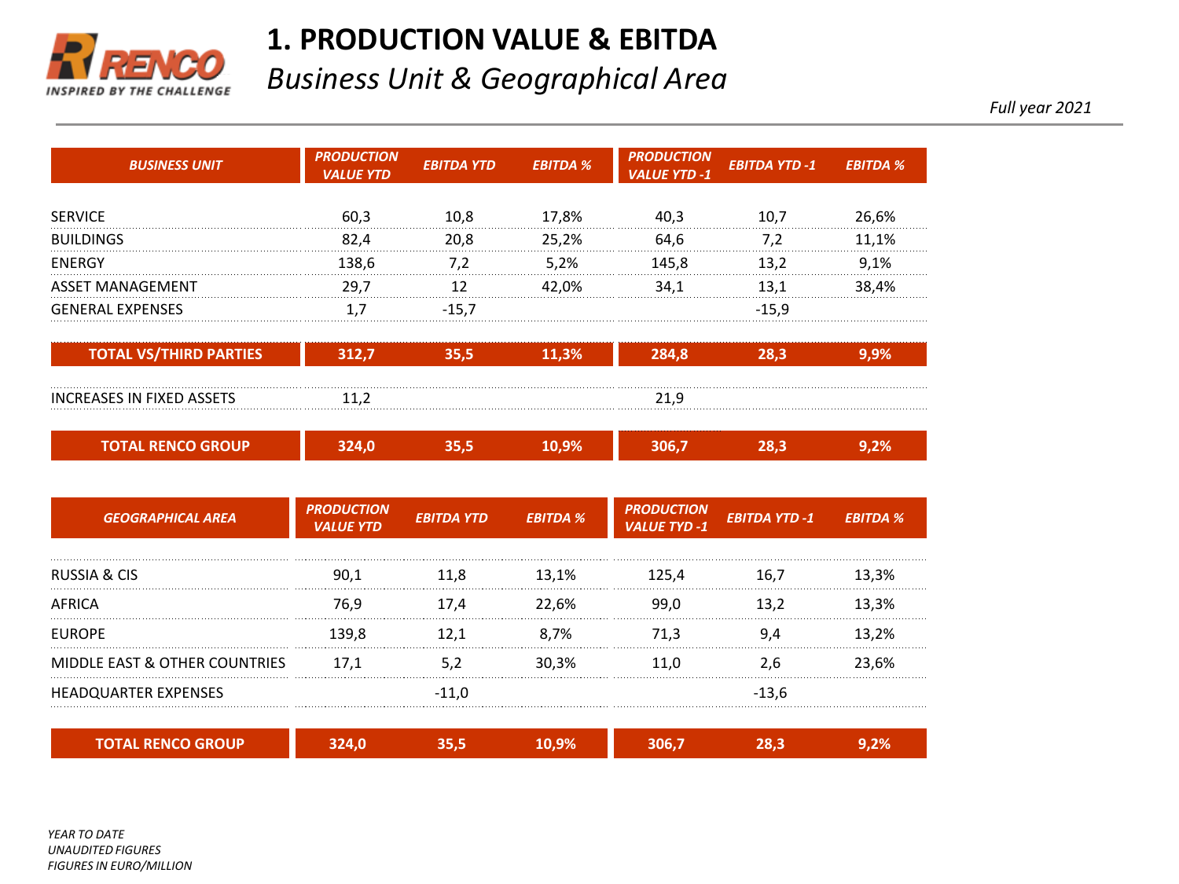# 1. PRODUCTION VALUE & EBITDA

*Business Unit & Geographical Area*

*Full year 2021*

| BUSINESS UNIT | PRODUCTION VALUE YTD | EBITDA YTD | EBITDA % | PRODUCTION VALUE YTD -1 | EBITDA YTD -1 | EBITDA % |
|---|---|---|---|---|---|---|
| SERVICE | 60,3 | 10,8 | 17,8% | 40,3 | 10,7 | 26,6% |
| BUILDINGS | 82,4 | 20,8 | 25,2% | 64,6 | 7,2 | 11,1% |
| ENERGY | 138,6 | 7,2 | 5,2% | 145,8 | 13,2 | 9,1% |
| ASSET MANAGEMENT | 29,7 | 12 | 42,0% | 34,1 | 13,1 | 38,4% |
| GENERAL EXPENSES | 1,7 | -15,7 | | | -15,9 | |
| **TOTAL VS/THIRD PARTIES** | **312,7** | **35,5** | **11,3%** | **284,8** | **28,3** | **9,9%** |
| INCREASES IN FIXED ASSETS | 11,2 | | | 21,9 | | |
| **TOTAL RENCO GROUP** | **324,0** | **35,5** | **10,9%** | **306,7** | **28,3** | **9,2%** |

| GEOGRAPHICAL AREA | PRODUCTION VALUE YTD | EBITDA YTD | EBITDA % | PRODUCTION VALUE TYD -1 | EBITDA YTD -1 | EBITDA % |
|---|---|---|---|---|---|---|
| RUSSIA & CIS | 90,1 | 11,8 | 13,1% | 125,4 | 16,7 | 13,3% |
| AFRICA | 76,9 | 17,4 | 22,6% | 99,0 | 13,2 | 13,3% |
| EUROPE | 139,8 | 12,1 | 8,7% | 71,3 | 9,4 | 13,2% |
| MIDDLE EAST & OTHER COUNTRIES | 17,1 | 5,2 | 30,3% | 11,0 | 2,6 | 23,6% |
| HEADQUARTER EXPENSES | | -11,0 | | | -13,6 | |
| **TOTAL RENCO GROUP** | **324,0** | **35,5** | **10,9%** | **306,7** | **28,3** | **9,2%** |

*YEAR TO DATE*
*UNAUDITED FIGURES*
*FIGURES IN EURO/MILLION*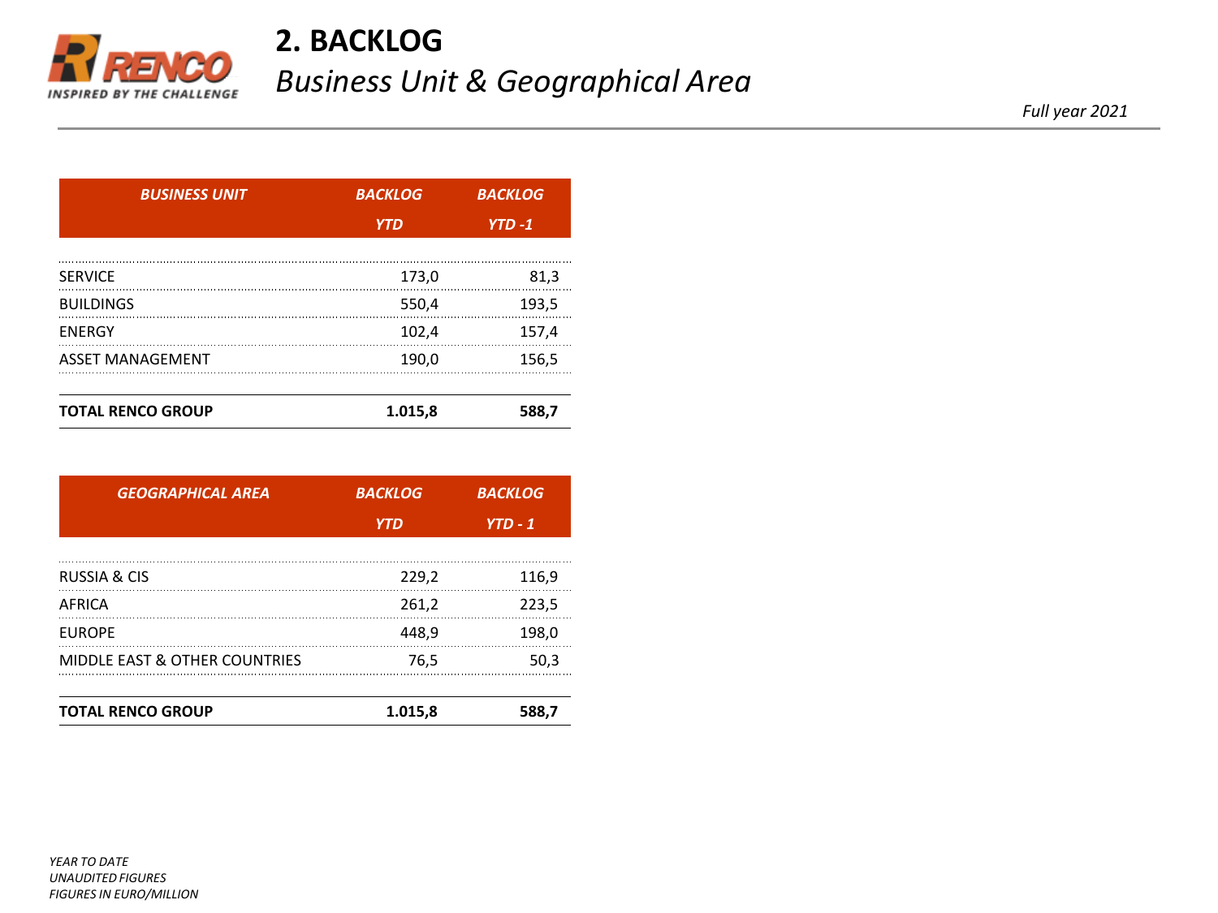RENCO
INSPIRED BY THE CHALLENGE

# 2. BACKLOG

## *Business Unit & Geographical Area*

*Full year 2021*

| ***BUSINESS UNIT*** | ***BACKLOG YTD*** | ***BACKLOG YTD -1*** |
|---|---|---|
| SERVICE | 173,0 | 81,3 |
| BUILDINGS | 550,4 | 193,5 |
| ENERGY | 102,4 | 157,4 |
| ASSET MANAGEMENT | 190,0 | 156,5 |
| **TOTAL RENCO GROUP** | **1.015,8** | **588,7** |

| ***GEOGRAPHICAL AREA*** | ***BACKLOG YTD*** | ***BACKLOG YTD - 1*** |
|---|---|---|
| RUSSIA & CIS | 229,2 | 116,9 |
| AFRICA | 261,2 | 223,5 |
| EUROPE | 448,9 | 198,0 |
| MIDDLE EAST & OTHER COUNTRIES | 76,5 | 50,3 |
| **TOTAL RENCO GROUP** | **1.015,8** | **588,7** |

*YEAR TO DATE*
*UNAUDITED FIGURES*
*FIGURES IN EURO/MILLION*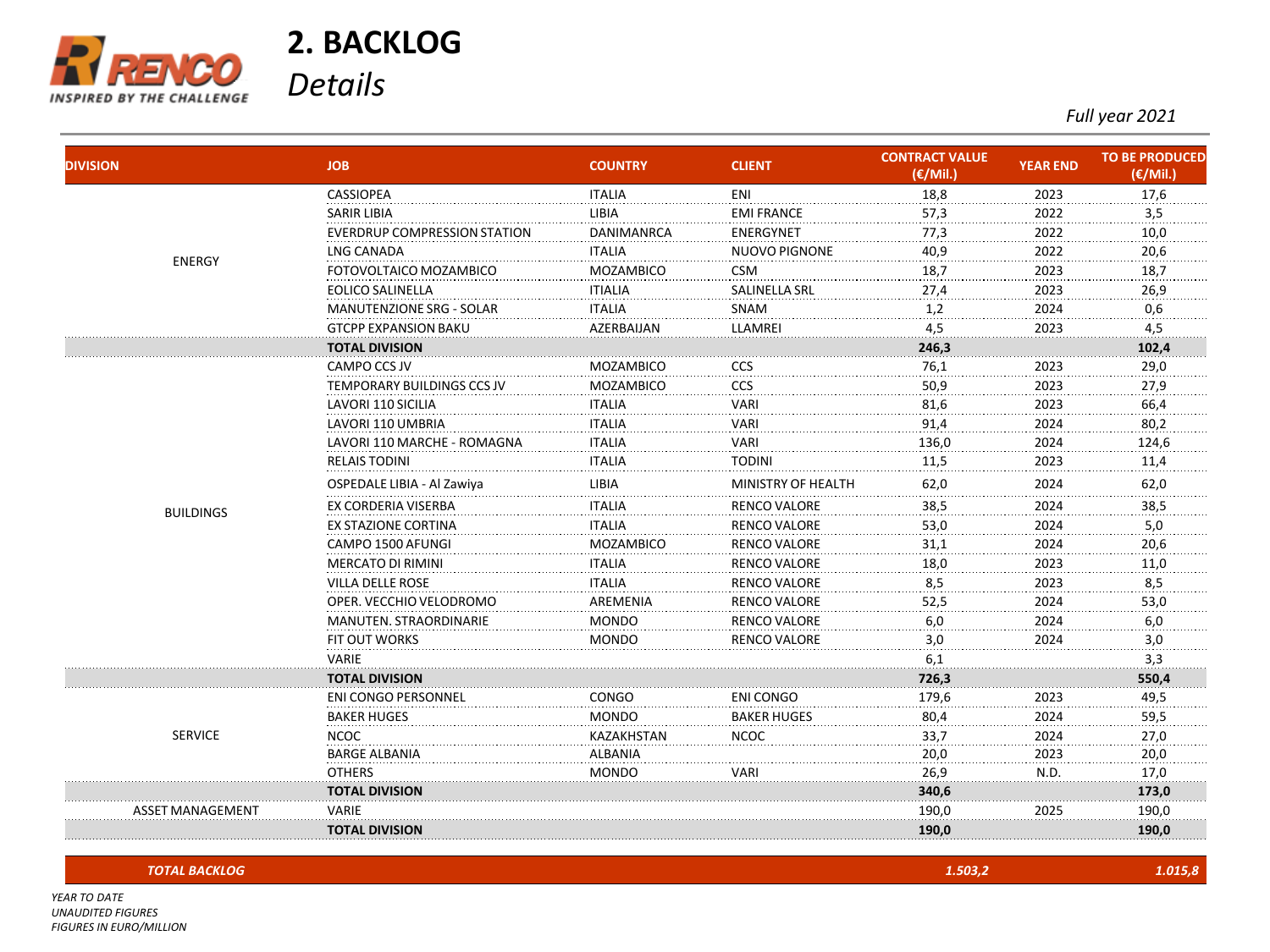# 2. BACKLOG

*Details*

*Full year 2021*

| DIVISION | JOB | COUNTRY | CLIENT | CONTRACT VALUE (€/Mil.) | YEAR END | TO BE PRODUCED (€/Mil.) |
|---|---|---|---|---|---|---|
| ENERGY | CASSIOPEA | ITALIA | ENI | 18,8 | 2023 | 17,6 |
| | SARIR LIBIA | LIBIA | EMI FRANCE | 57,3 | 2022 | 3,5 |
| | EVERDRUP COMPRESSION STATION | DANIMANRCA | ENERGYNET | 77,3 | 2022 | 10,0 |
| | LNG CANADA | ITALIA | NUOVO PIGNONE | 40,9 | 2022 | 20,6 |
| | FOTOVOLTAICO MOZAMBICO | MOZAMBICO | CSM | 18,7 | 2023 | 18,7 |
| | EOLICO SALINELLA | ITIALIA | SALINELLA SRL | 27,4 | 2023 | 26,9 |
| | MANUTENZIONE SRG - SOLAR | ITALIA | SNAM | 1,2 | 2024 | 0,6 |
| | GTCPP EXPANSION BAKU | AZERBAIJAN | LLAMREI | 4,5 | 2023 | 4,5 |
| | **TOTAL DIVISION** | | | **246,3** | | **102,4** |
| BUILDINGS | CAMPO CCS JV | MOZAMBICO | CCS | 76,1 | 2023 | 29,0 |
| | TEMPORARY BUILDINGS CCS JV | MOZAMBICO | CCS | 50,9 | 2023 | 27,9 |
| | LAVORI 110 SICILIA | ITALIA | VARI | 81,6 | 2023 | 66,4 |
| | LAVORI 110 UMBRIA | ITALIA | VARI | 91,4 | 2024 | 80,2 |
| | LAVORI 110 MARCHE - ROMAGNA | ITALIA | VARI | 136,0 | 2024 | 124,6 |
| | RELAIS TODINI | ITALIA | TODINI | 11,5 | 2023 | 11,4 |
| | OSPEDALE LIBIA - Al Zawiya | LIBIA | MINISTRY OF HEALTH | 62,0 | 2024 | 62,0 |
| | EX CORDERIA VISERBA | ITALIA | RENCO VALORE | 38,5 | 2024 | 38,5 |
| | EX STAZIONE CORTINA | ITALIA | RENCO VALORE | 53,0 | 2024 | 5,0 |
| | CAMPO 1500 AFUNGI | MOZAMBICO | RENCO VALORE | 31,1 | 2024 | 20,6 |
| | MERCATO DI RIMINI | ITALIA | RENCO VALORE | 18,0 | 2023 | 11,0 |
| | VILLA DELLE ROSE | ITALIA | RENCO VALORE | 8,5 | 2023 | 8,5 |
| | OPER. VECCHIO VELODROMO | AREMENIA | RENCO VALORE | 52,5 | 2024 | 53,0 |
| | MANUTEN. STRAORDINARIE | MONDO | RENCO VALORE | 6,0 | 2024 | 6,0 |
| | FIT OUT WORKS | MONDO | RENCO VALORE | 3,0 | 2024 | 3,0 |
| | VARIE | | | 6,1 | | 3,3 |
| | **TOTAL DIVISION** | | | **726,3** | | **550,4** |
| SERVICE | ENI CONGO PERSONNEL | CONGO | ENI CONGO | 179,6 | 2023 | 49,5 |
| | BAKER HUGES | MONDO | BAKER HUGES | 80,4 | 2024 | 59,5 |
| | NCOC | KAZAKHSTAN | NCOC | 33,7 | 2024 | 27,0 |
| | BARGE ALBANIA | ALBANIA | | 20,0 | 2023 | 20,0 |
| | OTHERS | MONDO | VARI | 26,9 | N.D. | 17,0 |
| | **TOTAL DIVISION** | | | **340,6** | | **173,0** |
| ASSET MANAGEMENT | VARIE | | | 190,0 | 2025 | 190,0 |
| | **TOTAL DIVISION** | | | **190,0** | | **190,0** |
| ***TOTAL BACKLOG*** | | | | ***1.503,2*** | | ***1.015,8*** |

*YEAR TO DATE*
*UNAUDITED FIGURES*
*FIGURES IN EURO/MILLION*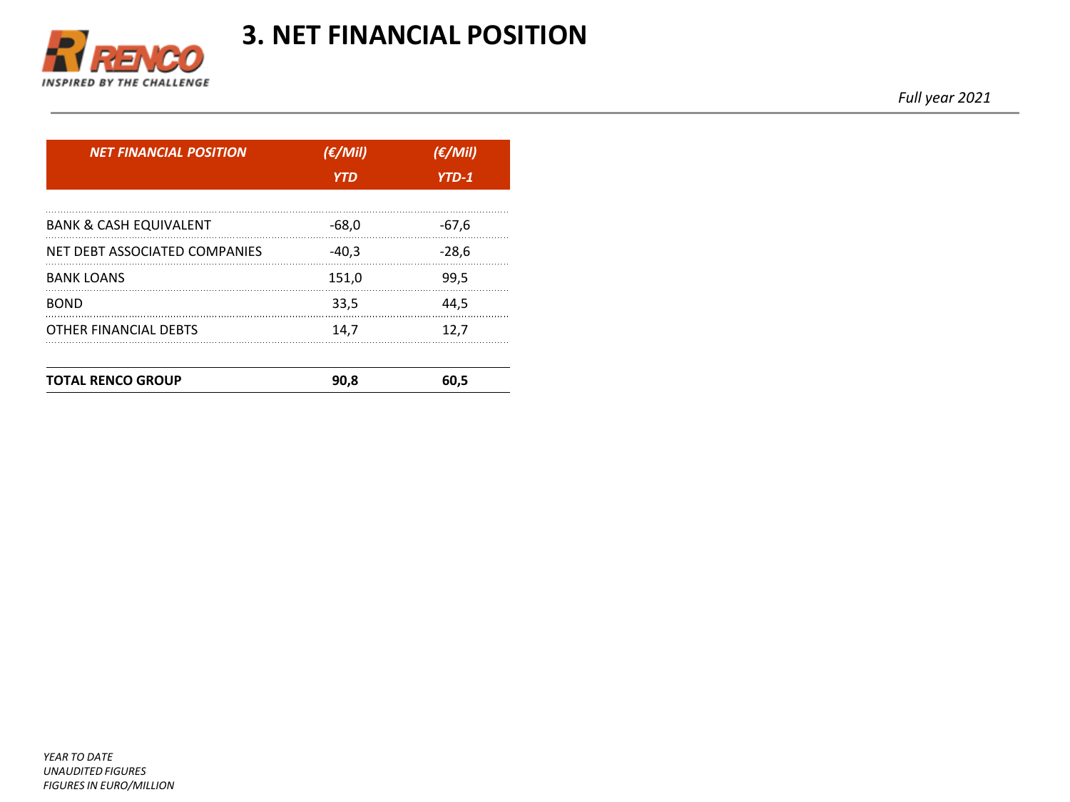# 3. NET FINANCIAL POSITION

*Full year 2021*

| *NET FINANCIAL POSITION* | *(€/Mil)* *YTD* | *(€/Mil)* *YTD-1* |
|---|---|---|
| BANK & CASH EQUIVALENT | -68,0 | -67,6 |
| NET DEBT ASSOCIATED COMPANIES | -40,3 | -28,6 |
| BANK LOANS | 151,0 | 99,5 |
| BOND | 33,5 | 44,5 |
| OTHER FINANCIAL DEBTS | 14,7 | 12,7 |
| **TOTAL RENCO GROUP** | **90,8** | **60,5** |

*YEAR TO DATE*
*UNAUDITED FIGURES*
*FIGURES IN EURO/MILLION*